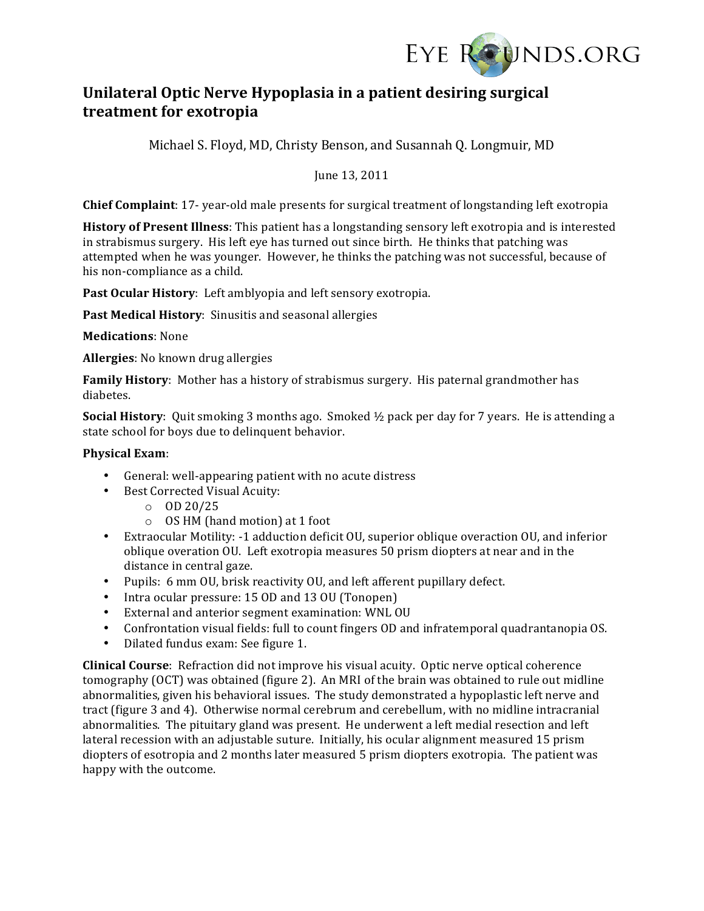EYE ROUNDS.ORG

# Unilateral Optic Nerve Hypoplasia in a patient desiring surgical treatment for exotropia

Michael S. Floyd, MD, Christy Benson, and Susannah Q. Longmuir, MD

June 13, 2011

**Chief Complaint**: 17- year-old male presents for surgical treatment of longstanding left exotropia

**History of Present Illness**: This patient has a longstanding sensory left exotropia and is interested in strabismus surgery. His left eye has turned out since birth. He thinks that patching was attempted when he was younger. However, he thinks the patching was not successful, because of his non-compliance as a child.

**Past Ocular History**: Left amblyopia and left sensory exotropia.

**Past Medical History**: Sinusitis and seasonal allergies

**Medications**: None

**Allergies**: No known drug allergies

**Family History**: Mother has a history of strabismus surgery. His paternal grandmother has diabetes.

**Social History**: Quit smoking 3 months ago. Smoked ½ pack per day for 7 years. He is attending a state school for boys due to delinquent behavior.

**Physical Exam**:

- General: well-appearing patient with no acute distress
- Best Corrected Visual Acuity:
  - OD 20/25
  - OS HM (hand motion) at 1 foot
- Extraocular Motility: -1 adduction deficit OU, superior oblique overaction OU, and inferior oblique overation OU. Left exotropia measures 50 prism diopters at near and in the distance in central gaze.
- Pupils: 6 mm OU, brisk reactivity OU, and left afferent pupillary defect.
- Intra ocular pressure: 15 OD and 13 OU (Tonopen)
- External and anterior segment examination: WNL OU
- Confrontation visual fields: full to count fingers OD and infratemporal quadrantanopia OS.
- Dilated fundus exam: See figure 1.

**Clinical Course**: Refraction did not improve his visual acuity. Optic nerve optical coherence tomography (OCT) was obtained (figure 2). An MRI of the brain was obtained to rule out midline abnormalities, given his behavioral issues. The study demonstrated a hypoplastic left nerve and tract (figure 3 and 4). Otherwise normal cerebrum and cerebellum, with no midline intracranial abnormalities. The pituitary gland was present. He underwent a left medial resection and left lateral recession with an adjustable suture. Initially, his ocular alignment measured 15 prism diopters of esotropia and 2 months later measured 5 prism diopters exotropia. The patient was happy with the outcome.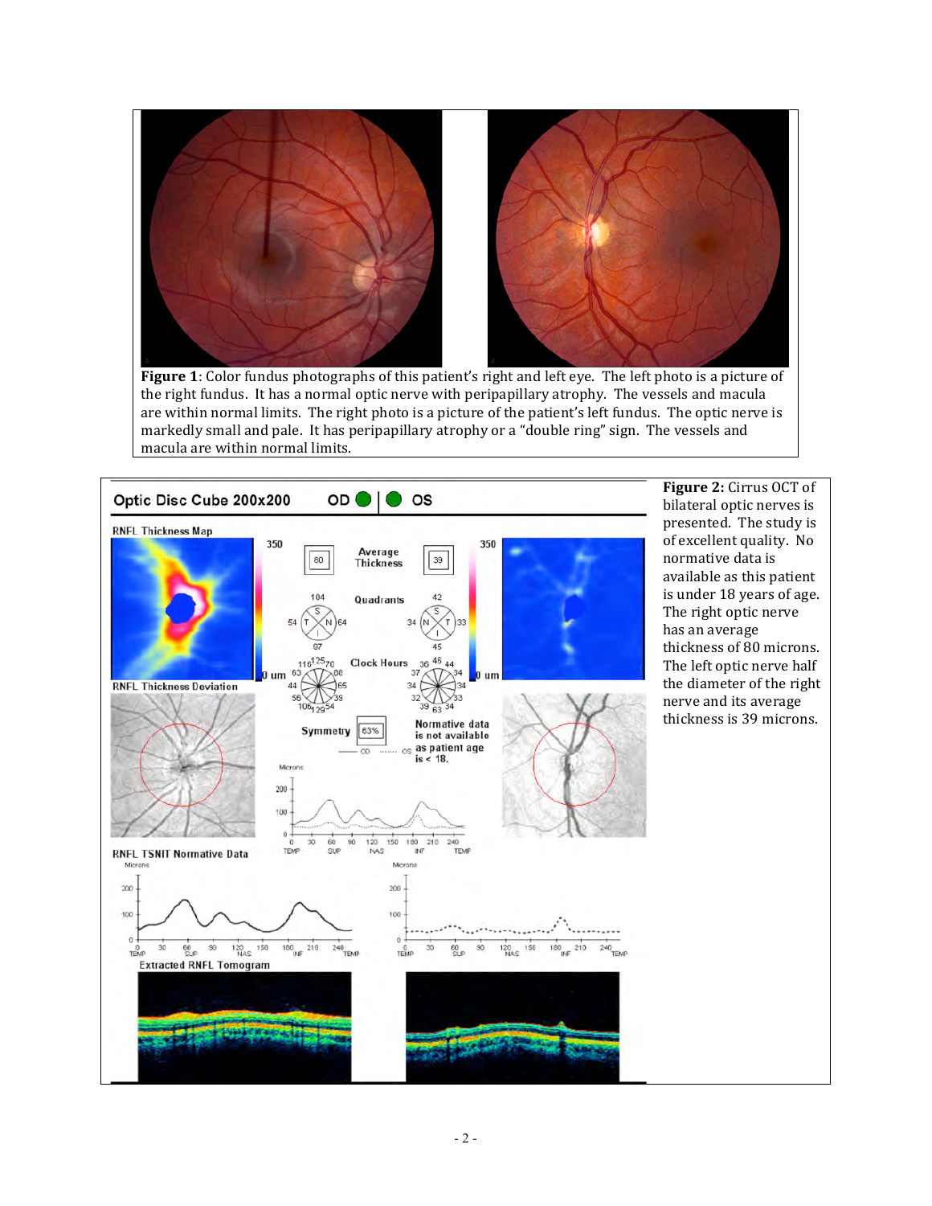**Figure 1**: Color fundus photographs of this patient's right and left eye. The left photo is a picture of the right fundus. It has a normal optic nerve with peripapillary atrophy. The vessels and macula are within normal limits. The right photo is a picture of the patient's left fundus. The optic nerve is markedly small and pale. It has peripapillary atrophy or a "double ring" sign. The vessels and macula are within normal limits.

**Figure 2:** Cirrus OCT of bilateral optic nerves is presented. The study is of excellent quality. No normative data is available as this patient is under 18 years of age. The right optic nerve has an average thickness of 80 microns. The left optic nerve half the diameter of the right nerve and its average thickness is 39 microns.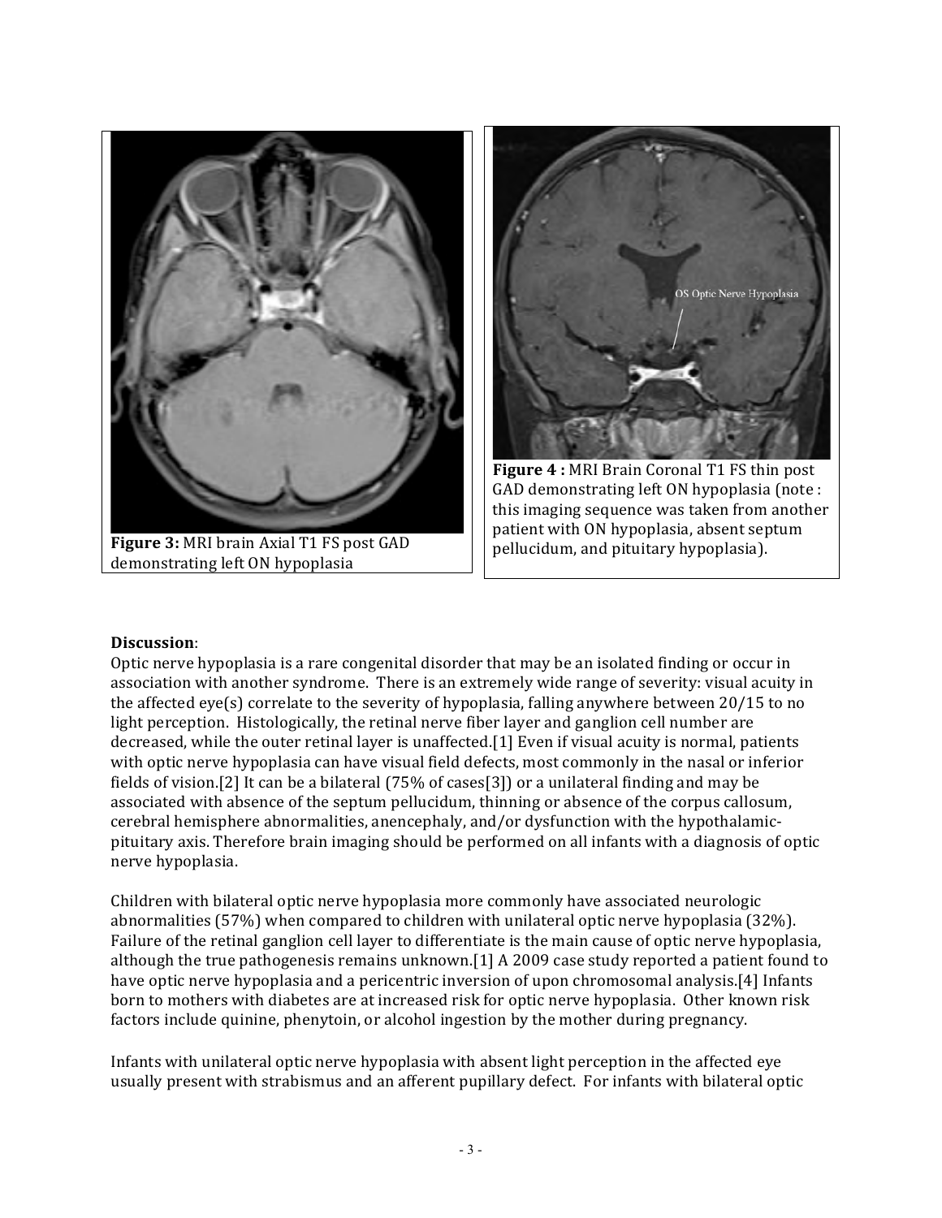Figure 3: MRI brain Axial T1 FS post GAD demonstrating left ON hypoplasia

Figure 4 : MRI Brain Coronal T1 FS thin post GAD demonstrating left ON hypoplasia (note : this imaging sequence was taken from another patient with ON hypoplasia, absent septum pellucidum, and pituitary hypoplasia).

**Discussion**:

Optic nerve hypoplasia is a rare congenital disorder that may be an isolated finding or occur in association with another syndrome. There is an extremely wide range of severity: visual acuity in the affected eye(s) correlate to the severity of hypoplasia, falling anywhere between 20/15 to no light perception. Histologically, the retinal nerve fiber layer and ganglion cell number are decreased, while the outer retinal layer is unaffected.[1] Even if visual acuity is normal, patients with optic nerve hypoplasia can have visual field defects, most commonly in the nasal or inferior fields of vision.[2] It can be a bilateral (75% of cases[3]) or a unilateral finding and may be associated with absence of the septum pellucidum, thinning or absence of the corpus callosum, cerebral hemisphere abnormalities, anencephaly, and/or dysfunction with the hypothalamic-pituitary axis. Therefore brain imaging should be performed on all infants with a diagnosis of optic nerve hypoplasia.

Children with bilateral optic nerve hypoplasia more commonly have associated neurologic abnormalities (57%) when compared to children with unilateral optic nerve hypoplasia (32%). Failure of the retinal ganglion cell layer to differentiate is the main cause of optic nerve hypoplasia, although the true pathogenesis remains unknown.[1] A 2009 case study reported a patient found to have optic nerve hypoplasia and a pericentric inversion of upon chromosomal analysis.[4] Infants born to mothers with diabetes are at increased risk for optic nerve hypoplasia. Other known risk factors include quinine, phenytoin, or alcohol ingestion by the mother during pregnancy.

Infants with unilateral optic nerve hypoplasia with absent light perception in the affected eye usually present with strabismus and an afferent pupillary defect. For infants with bilateral optic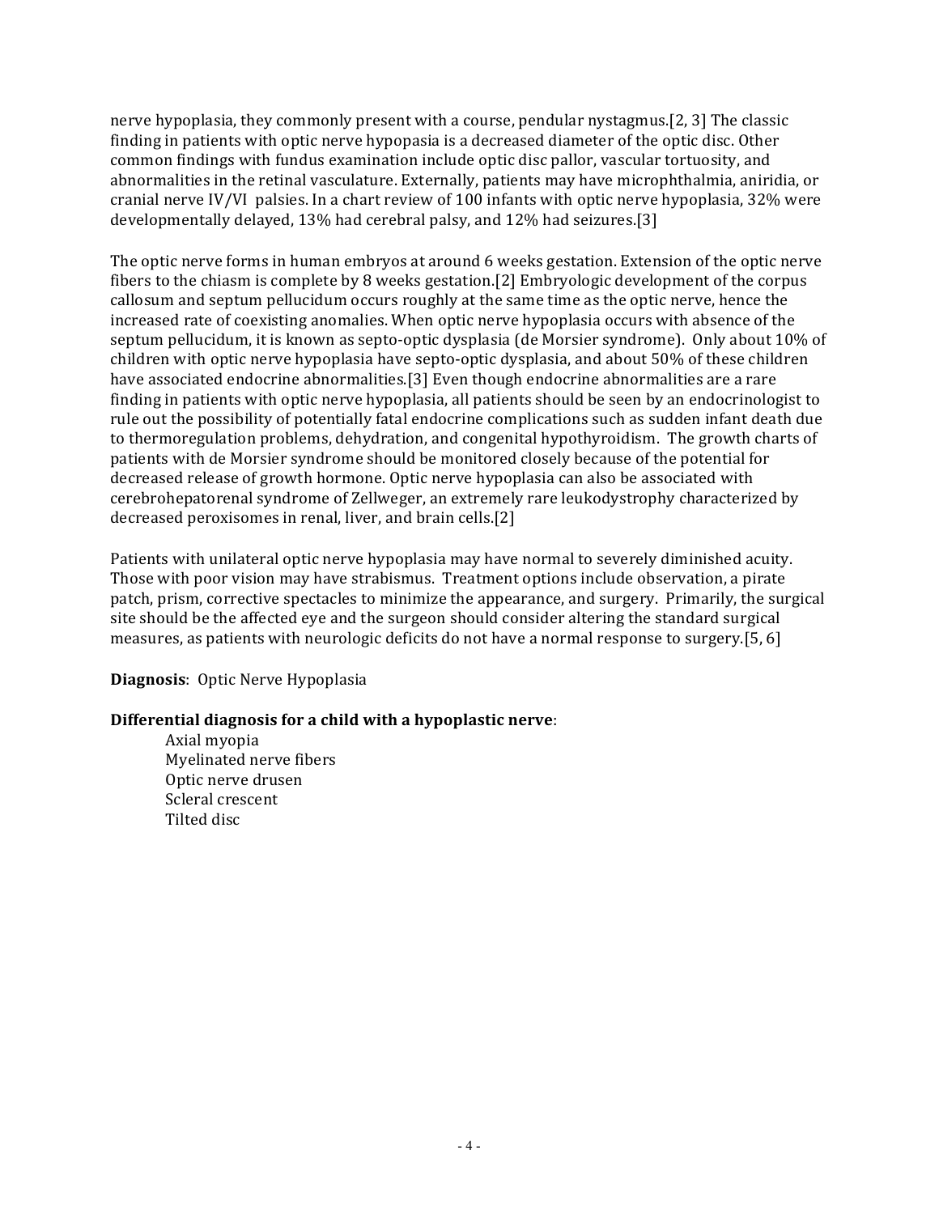nerve hypoplasia, they commonly present with a course, pendular nystagmus.[2, 3] The classic finding in patients with optic nerve hypopasia is a decreased diameter of the optic disc. Other common findings with fundus examination include optic disc pallor, vascular tortuosity, and abnormalities in the retinal vasculature. Externally, patients may have microphthalmia, aniridia, or cranial nerve IV/VI palsies. In a chart review of 100 infants with optic nerve hypoplasia, 32% were developmentally delayed, 13% had cerebral palsy, and 12% had seizures.[3]

The optic nerve forms in human embryos at around 6 weeks gestation. Extension of the optic nerve fibers to the chiasm is complete by 8 weeks gestation.[2] Embryologic development of the corpus callosum and septum pellucidum occurs roughly at the same time as the optic nerve, hence the increased rate of coexisting anomalies. When optic nerve hypoplasia occurs with absence of the septum pellucidum, it is known as septo-optic dysplasia (de Morsier syndrome). Only about 10% of children with optic nerve hypoplasia have septo-optic dysplasia, and about 50% of these children have associated endocrine abnormalities.[3] Even though endocrine abnormalities are a rare finding in patients with optic nerve hypoplasia, all patients should be seen by an endocrinologist to rule out the possibility of potentially fatal endocrine complications such as sudden infant death due to thermoregulation problems, dehydration, and congenital hypothyroidism. The growth charts of patients with de Morsier syndrome should be monitored closely because of the potential for decreased release of growth hormone. Optic nerve hypoplasia can also be associated with cerebrohepatorenal syndrome of Zellweger, an extremely rare leukodystrophy characterized by decreased peroxisomes in renal, liver, and brain cells.[2]

Patients with unilateral optic nerve hypoplasia may have normal to severely diminished acuity. Those with poor vision may have strabismus. Treatment options include observation, a pirate patch, prism, corrective spectacles to minimize the appearance, and surgery. Primarily, the surgical site should be the affected eye and the surgeon should consider altering the standard surgical measures, as patients with neurologic deficits do not have a normal response to surgery.[5, 6]

**Diagnosis**: Optic Nerve Hypoplasia

**Differential diagnosis for a child with a hypoplastic nerve**:

- Axial myopia
- Myelinated nerve fibers
- Optic nerve drusen
- Scleral crescent
- Tilted disc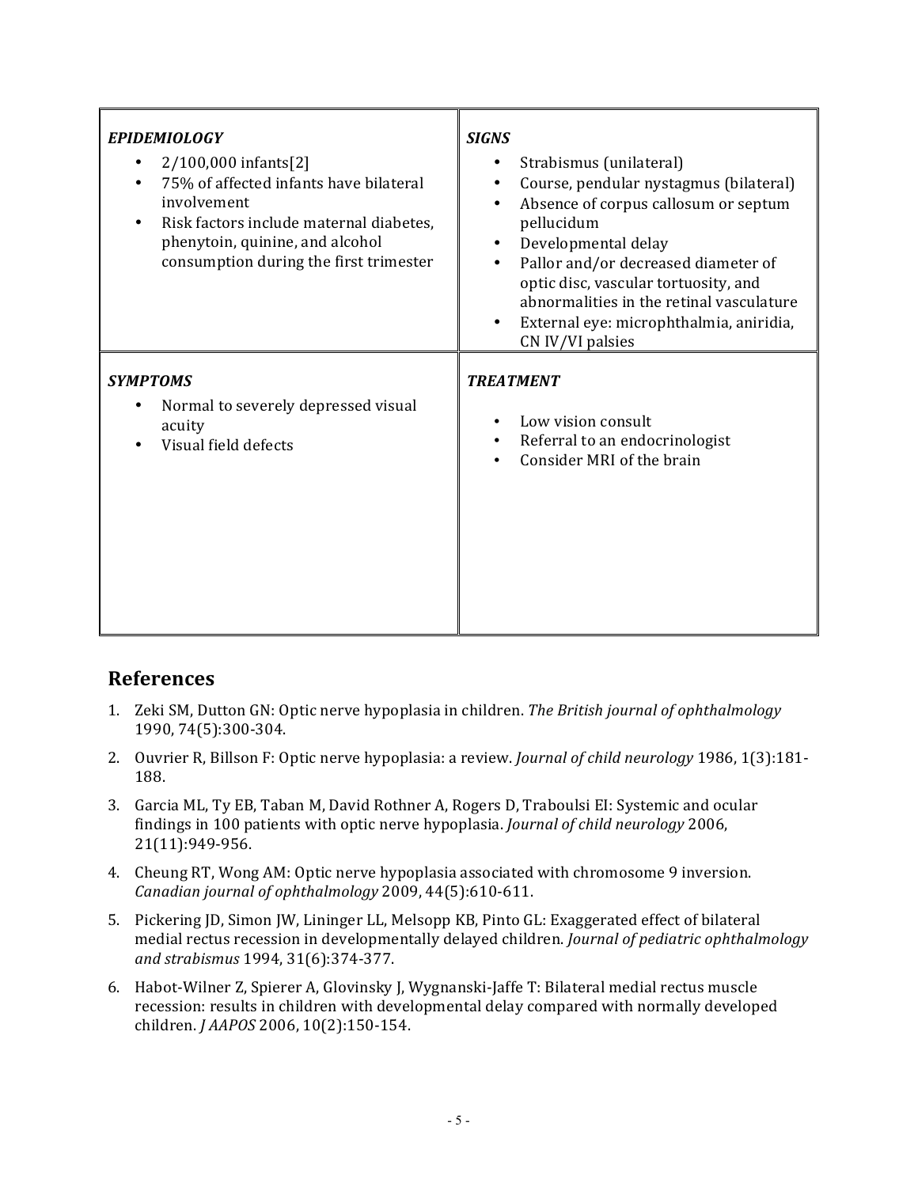| *EPIDEMIOLOGY* | *SIGNS* |
|---|---|
| • 2/100,000 infants[2]<br>• 75% of affected infants have bilateral involvement<br>• Risk factors include maternal diabetes, phenytoin, quinine, and alcohol consumption during the first trimester | • Strabismus (unilateral)<br>• Course, pendular nystagmus (bilateral)<br>• Absence of corpus callosum or septum pellucidum<br>• Developmental delay<br>• Pallor and/or decreased diameter of optic disc, vascular tortuosity, and abnormalities in the retinal vasculature<br>• External eye: microphthalmia, aniridia, CN IV/VI palsies |
| ***SYMPTOMS*** | ***TREATMENT*** |
| • Normal to severely depressed visual acuity<br>• Visual field defects | • Low vision consult<br>• Referral to an endocrinologist<br>• Consider MRI of the brain |

## References

1. Zeki SM, Dutton GN: Optic nerve hypoplasia in children. *The British journal of ophthalmology* 1990, 74(5):300-304.
2. Ouvrier R, Billson F: Optic nerve hypoplasia: a review. *Journal of child neurology* 1986, 1(3):181-188.
3. Garcia ML, Ty EB, Taban M, David Rothner A, Rogers D, Traboulsi EI: Systemic and ocular findings in 100 patients with optic nerve hypoplasia. *Journal of child neurology* 2006, 21(11):949-956.
4. Cheung RT, Wong AM: Optic nerve hypoplasia associated with chromosome 9 inversion. *Canadian journal of ophthalmology* 2009, 44(5):610-611.
5. Pickering JD, Simon JW, Lininger LL, Melsopp KB, Pinto GL: Exaggerated effect of bilateral medial rectus recession in developmentally delayed children. *Journal of pediatric ophthalmology and strabismus* 1994, 31(6):374-377.
6. Habot-Wilner Z, Spierer A, Glovinsky J, Wygnanski-Jaffe T: Bilateral medial rectus muscle recession: results in children with developmental delay compared with normally developed children. *J AAPOS* 2006, 10(2):150-154.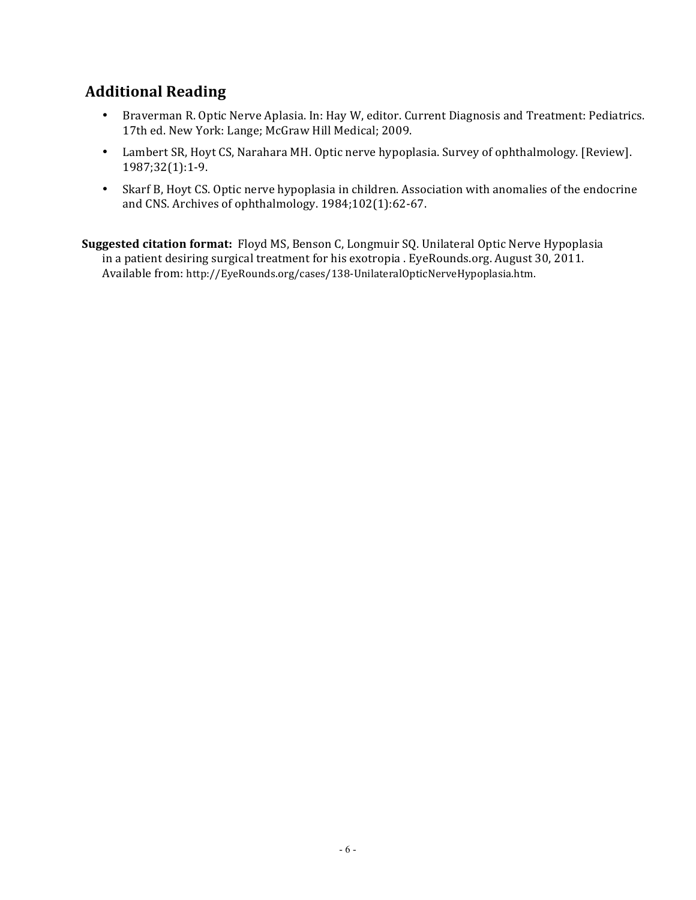## Additional Reading

- Braverman R. Optic Nerve Aplasia. In: Hay W, editor. Current Diagnosis and Treatment: Pediatrics. 17th ed. New York: Lange; McGraw Hill Medical; 2009.
- Lambert SR, Hoyt CS, Narahara MH. Optic nerve hypoplasia. Survey of ophthalmology. [Review]. 1987;32(1):1-9.
- Skarf B, Hoyt CS. Optic nerve hypoplasia in children. Association with anomalies of the endocrine and CNS. Archives of ophthalmology. 1984;102(1):62-67.

**Suggested citation format:** Floyd MS, Benson C, Longmuir SQ. Unilateral Optic Nerve Hypoplasia in a patient desiring surgical treatment for his exotropia . EyeRounds.org. August 30, 2011. Available from: http://EyeRounds.org/cases/138-UnilateralOpticNerveHypoplasia.htm.